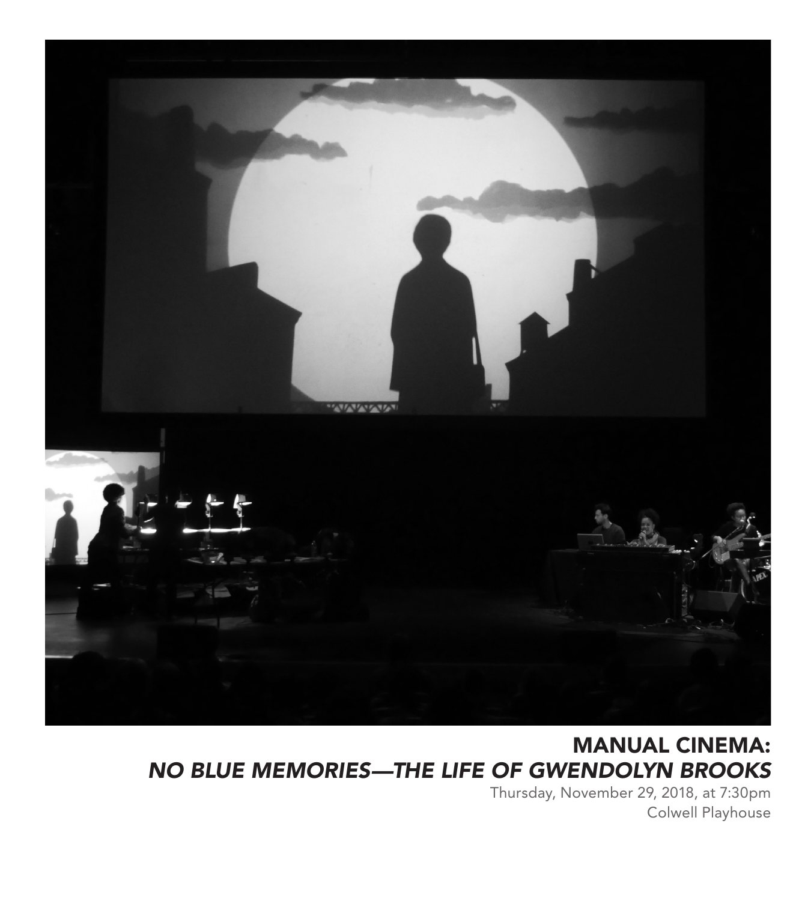# MANUAL CINEMA:
## *NO BLUE MEMORIES—THE LIFE OF GWENDOLYN BROOKS*

Thursday, November 29, 2018, at 7:30pm
Colwell Playhouse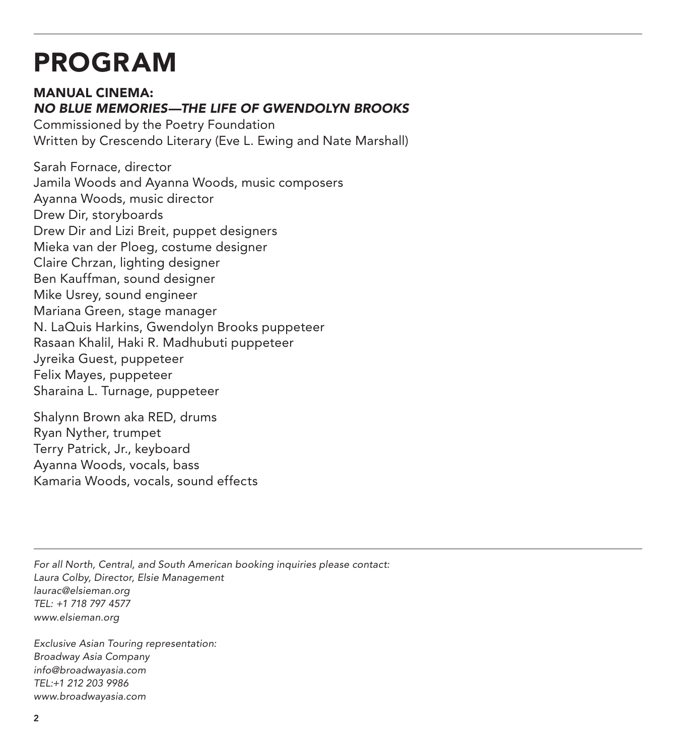# PROGRAM

**MANUAL CINEMA:**
***NO BLUE MEMORIES—THE LIFE OF GWENDOLYN BROOKS***
Commissioned by the Poetry Foundation
Written by Crescendo Literary (Eve L. Ewing and Nate Marshall)

Sarah Fornace, director
Jamila Woods and Ayanna Woods, music composers
Ayanna Woods, music director
Drew Dir, storyboards
Drew Dir and Lizi Breit, puppet designers
Mieka van der Ploeg, costume designer
Claire Chrzan, lighting designer
Ben Kauffman, sound designer
Mike Usrey, sound engineer
Mariana Green, stage manager
N. LaQuis Harkins, Gwendolyn Brooks puppeteer
Rasaan Khalil, Haki R. Madhubuti puppeteer
Jyreika Guest, puppeteer
Felix Mayes, puppeteer
Sharaina L. Turnage, puppeteer

Shalynn Brown aka RED, drums
Ryan Nyther, trumpet
Terry Patrick, Jr., keyboard
Ayanna Woods, vocals, bass
Kamaria Woods, vocals, sound effects

---

*For all North, Central, and South American booking inquiries please contact:*
*Laura Colby, Director, Elsie Management*
*laurac@elsieman.org*
*TEL: +1 718 797 4577*
*www.elsieman.org*

*Exclusive Asian Touring representation:*
*Broadway Asia Company*
*info@broadwayasia.com*
*TEL:+1 212 203 9986*
*www.broadwayasia.com*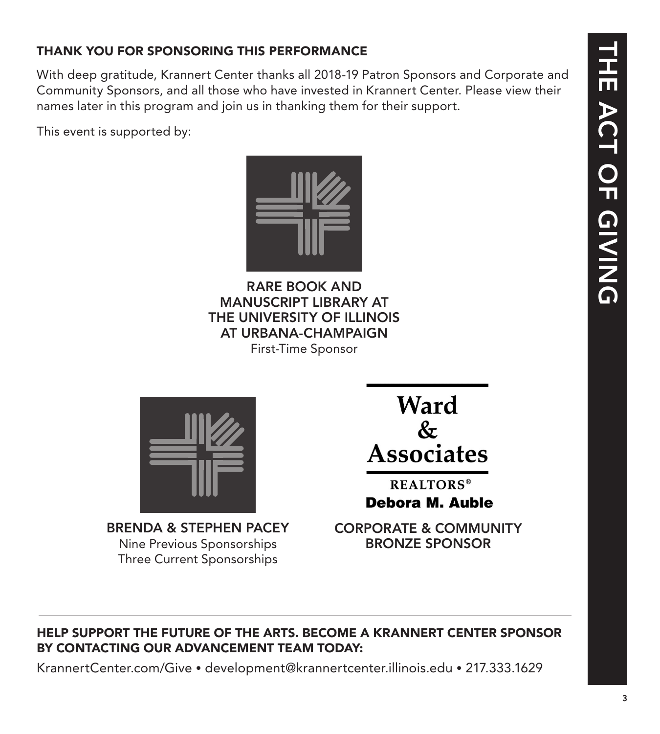## THANK YOU FOR SPONSORING THIS PERFORMANCE

With deep gratitude, Krannert Center thanks all 2018-19 Patron Sponsors and Corporate and Community Sponsors, and all those who have invested in Krannert Center. Please view their names later in this program and join us in thanking them for their support.

This event is supported by:

**RARE BOOK AND MANUSCRIPT LIBRARY AT THE UNIVERSITY OF ILLINOIS AT URBANA-CHAMPAIGN**
First-Time Sponsor

**BRENDA & STEPHEN PACEY**
Nine Previous Sponsorships
Three Current Sponsorships

**Ward & Associates**
REALTORS®
**Debora M. Auble**

**CORPORATE & COMMUNITY BRONZE SPONSOR**

---

**HELP SUPPORT THE FUTURE OF THE ARTS. BECOME A KRANNERT CENTER SPONSOR BY CONTACTING OUR ADVANCEMENT TEAM TODAY:**

KrannertCenter.com/Give • development@krannertcenter.illinois.edu • 217.333.1629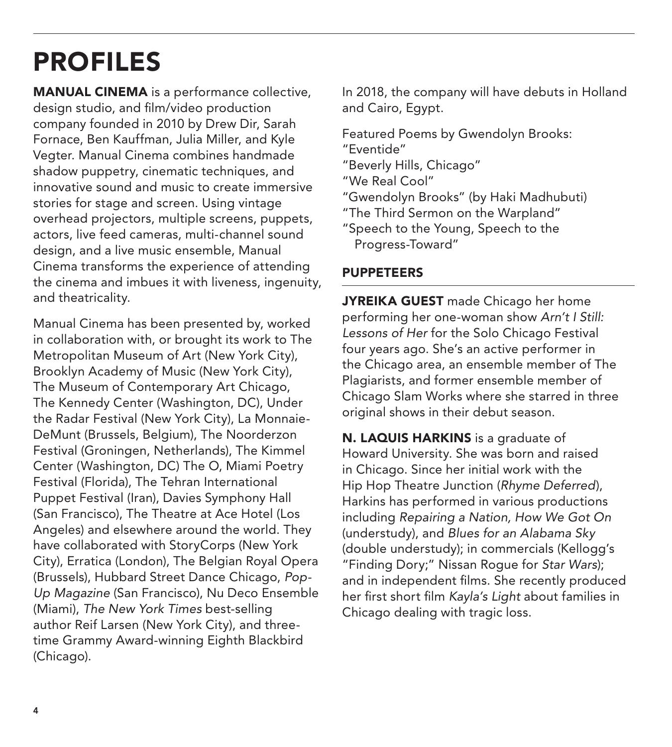# PROFILES

**MANUAL CINEMA** is a performance collective, design studio, and film/video production company founded in 2010 by Drew Dir, Sarah Fornace, Ben Kauffman, Julia Miller, and Kyle Vegter. Manual Cinema combines handmade shadow puppetry, cinematic techniques, and innovative sound and music to create immersive stories for stage and screen. Using vintage overhead projectors, multiple screens, puppets, actors, live feed cameras, multi-channel sound design, and a live music ensemble, Manual Cinema transforms the experience of attending the cinema and imbues it with liveness, ingenuity, and theatricality.

Manual Cinema has been presented by, worked in collaboration with, or brought its work to The Metropolitan Museum of Art (New York City), Brooklyn Academy of Music (New York City), The Museum of Contemporary Art Chicago, The Kennedy Center (Washington, DC), Under the Radar Festival (New York City), La Monnaie-DeMunt (Brussels, Belgium), The Noorderzon Festival (Groningen, Netherlands), The Kimmel Center (Washington, DC) The O, Miami Poetry Festival (Florida), The Tehran International Puppet Festival (Iran), Davies Symphony Hall (San Francisco), The Theatre at Ace Hotel (Los Angeles) and elsewhere around the world. They have collaborated with StoryCorps (New York City), Erratica (London), The Belgian Royal Opera (Brussels), Hubbard Street Dance Chicago, *Pop-Up Magazine* (San Francisco), Nu Deco Ensemble (Miami), *The New York Times* best-selling author Reif Larsen (New York City), and three-time Grammy Award-winning Eighth Blackbird (Chicago).

In 2018, the company will have debuts in Holland and Cairo, Egypt.

Featured Poems by Gwendolyn Brooks:
"Eventide"
"Beverly Hills, Chicago"
"We Real Cool"
"Gwendolyn Brooks" (by Haki Madhubuti)
"The Third Sermon on the Warpland"
"Speech to the Young, Speech to the Progress-Toward"

## PUPPETEERS

**JYREIKA GUEST** made Chicago her home performing her one-woman show *Arn't I Still: Lessons of Her* for the Solo Chicago Festival four years ago. She's an active performer in the Chicago area, an ensemble member of The Plagiarists, and former ensemble member of Chicago Slam Works where she starred in three original shows in their debut season.

**N. LAQUIS HARKINS** is a graduate of Howard University. She was born and raised in Chicago. Since her initial work with the Hip Hop Theatre Junction (*Rhyme Deferred*), Harkins has performed in various productions including *Repairing a Nation, How We Got On* (understudy), and *Blues for an Alabama Sky* (double understudy); in commercials (Kellogg's "Finding Dory;" Nissan Rogue for *Star Wars*); and in independent films. She recently produced her first short film *Kayla's Light* about families in Chicago dealing with tragic loss.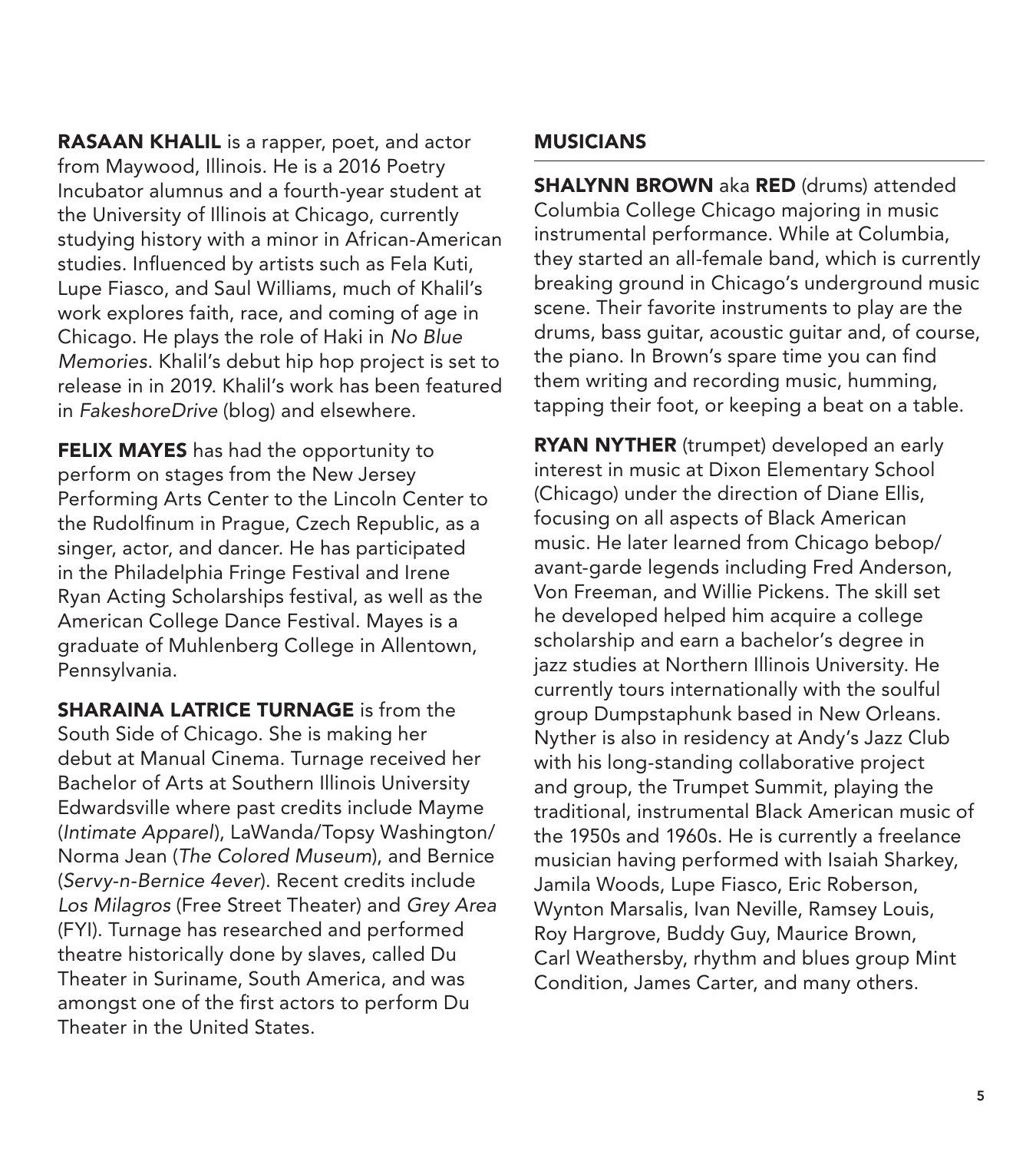**RASAAN KHALIL** is a rapper, poet, and actor from Maywood, Illinois. He is a 2016 Poetry Incubator alumnus and a fourth-year student at the University of Illinois at Chicago, currently studying history with a minor in African-American studies. Influenced by artists such as Fela Kuti, Lupe Fiasco, and Saul Williams, much of Khalil's work explores faith, race, and coming of age in Chicago. He plays the role of Haki in *No Blue Memories*. Khalil's debut hip hop project is set to release in in 2019. Khalil's work has been featured in *FakeshoreDrive* (blog) and elsewhere.

**FELIX MAYES** has had the opportunity to perform on stages from the New Jersey Performing Arts Center to the Lincoln Center to the Rudolfinum in Prague, Czech Republic, as a singer, actor, and dancer. He has participated in the Philadelphia Fringe Festival and Irene Ryan Acting Scholarships festival, as well as the American College Dance Festival. Mayes is a graduate of Muhlenberg College in Allentown, Pennsylvania.

**SHARAINA LATRICE TURNAGE** is from the South Side of Chicago. She is making her debut at Manual Cinema. Turnage received her Bachelor of Arts at Southern Illinois University Edwardsville where past credits include Mayme (*Intimate Apparel*), LaWanda/Topsy Washington/ Norma Jean (*The Colored Museum*), and Bernice (*Servy-n-Bernice 4ever*). Recent credits include *Los Milagros* (Free Street Theater) and *Grey Area* (FYI). Turnage has researched and performed theatre historically done by slaves, called Du Theater in Suriname, South America, and was amongst one of the first actors to perform Du Theater in the United States.

## MUSICIANS

**SHALYNN BROWN** aka **RED** (drums) attended Columbia College Chicago majoring in music instrumental performance. While at Columbia, they started an all-female band, which is currently breaking ground in Chicago's underground music scene. Their favorite instruments to play are the drums, bass guitar, acoustic guitar and, of course, the piano. In Brown's spare time you can find them writing and recording music, humming, tapping their foot, or keeping a beat on a table.

**RYAN NYTHER** (trumpet) developed an early interest in music at Dixon Elementary School (Chicago) under the direction of Diane Ellis, focusing on all aspects of Black American music. He later learned from Chicago bebop/ avant-garde legends including Fred Anderson, Von Freeman, and Willie Pickens. The skill set he developed helped him acquire a college scholarship and earn a bachelor's degree in jazz studies at Northern Illinois University. He currently tours internationally with the soulful group Dumpstaphunk based in New Orleans. Nyther is also in residency at Andy's Jazz Club with his long-standing collaborative project and group, the Trumpet Summit, playing the traditional, instrumental Black American music of the 1950s and 1960s. He is currently a freelance musician having performed with Isaiah Sharkey, Jamila Woods, Lupe Fiasco, Eric Roberson, Wynton Marsalis, Ivan Neville, Ramsey Louis, Roy Hargrove, Buddy Guy, Maurice Brown, Carl Weathersby, rhythm and blues group Mint Condition, James Carter, and many others.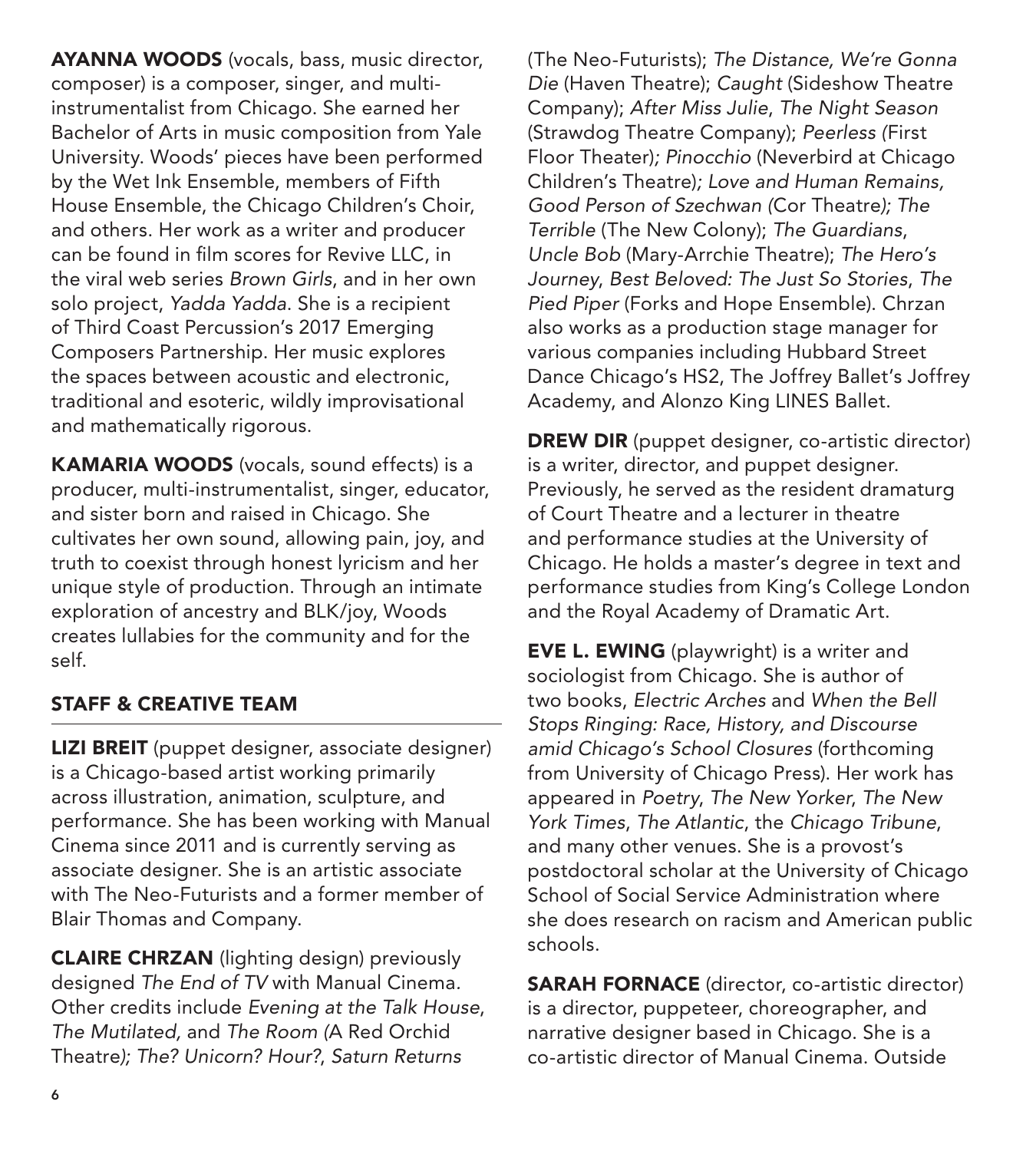**AYANNA WOODS** (vocals, bass, music director, composer) is a composer, singer, and multi-instrumentalist from Chicago. She earned her Bachelor of Arts in music composition from Yale University. Woods' pieces have been performed by the Wet Ink Ensemble, members of Fifth House Ensemble, the Chicago Children's Choir, and others. Her work as a writer and producer can be found in film scores for Revive LLC, in the viral web series *Brown Girls*, and in her own solo project, *Yadda Yadda*. She is a recipient of Third Coast Percussion's 2017 Emerging Composers Partnership. Her music explores the spaces between acoustic and electronic, traditional and esoteric, wildly improvisational and mathematically rigorous.

**KAMARIA WOODS** (vocals, sound effects) is a producer, multi-instrumentalist, singer, educator, and sister born and raised in Chicago. She cultivates her own sound, allowing pain, joy, and truth to coexist through honest lyricism and her unique style of production. Through an intimate exploration of ancestry and BLK/joy, Woods creates lullabies for the community and for the self.

## STAFF & CREATIVE TEAM

**LIZI BREIT** (puppet designer, associate designer) is a Chicago-based artist working primarily across illustration, animation, sculpture, and performance. She has been working with Manual Cinema since 2011 and is currently serving as associate designer. She is an artistic associate with The Neo-Futurists and a former member of Blair Thomas and Company.

**CLAIRE CHRZAN** (lighting design) previously designed *The End of TV* with Manual Cinema. Other credits include *Evening at the Talk House*, *The Mutilated,* and *The Room* (A Red Orchid Theatre); *The? Unicorn? Hour?*, *Saturn Returns* (The Neo-Futurists); *The Distance, We're Gonna Die* (Haven Theatre); *Caught* (Sideshow Theatre Company); *After Miss Julie*, *The Night Season* (Strawdog Theatre Company); *Peerless* (First Floor Theater); *Pinocchio* (Neverbird at Chicago Children's Theatre); *Love and Human Remains, Good Person of Szechwan* (Cor Theatre); *The Terrible* (The New Colony); *The Guardians*, *Uncle Bob* (Mary-Arrchie Theatre); *The Hero's Journey*, *Best Beloved: The Just So Stories*, *The Pied Piper* (Forks and Hope Ensemble). Chrzan also works as a production stage manager for various companies including Hubbard Street Dance Chicago's HS2, The Joffrey Ballet's Joffrey Academy, and Alonzo King LINES Ballet.

**DREW DIR** (puppet designer, co-artistic director) is a writer, director, and puppet designer. Previously, he served as the resident dramaturg of Court Theatre and a lecturer in theatre and performance studies at the University of Chicago. He holds a master's degree in text and performance studies from King's College London and the Royal Academy of Dramatic Art.

**EVE L. EWING** (playwright) is a writer and sociologist from Chicago. She is author of two books, *Electric Arches* and *When the Bell Stops Ringing: Race, History, and Discourse amid Chicago's School Closures* (forthcoming from University of Chicago Press). Her work has appeared in *Poetry*, *The New Yorker*, *The New York Times*, *The Atlantic*, the *Chicago Tribune*, and many other venues. She is a provost's postdoctoral scholar at the University of Chicago School of Social Service Administration where she does research on racism and American public schools.

**SARAH FORNACE** (director, co-artistic director) is a director, puppeteer, choreographer, and narrative designer based in Chicago. She is a co-artistic director of Manual Cinema. Outside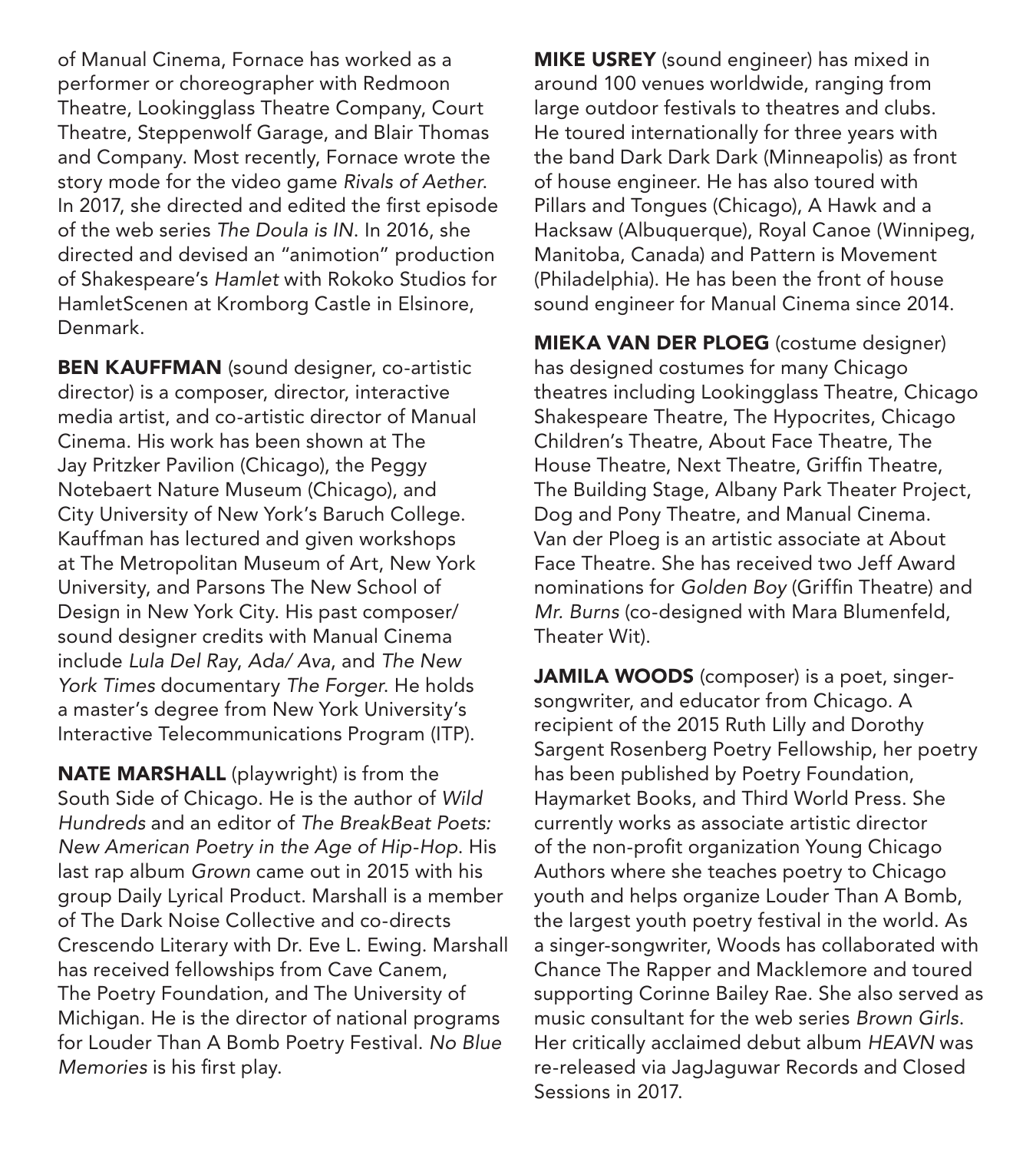of Manual Cinema, Fornace has worked as a performer or choreographer with Redmoon Theatre, Lookingglass Theatre Company, Court Theatre, Steppenwolf Garage, and Blair Thomas and Company. Most recently, Fornace wrote the story mode for the video game *Rivals of Aether*. In 2017, she directed and edited the first episode of the web series *The Doula is IN*. In 2016, she directed and devised an "animotion" production of Shakespeare's *Hamlet* with Rokoko Studios for HamletScenen at Kromborg Castle in Elsinore, Denmark.

**BEN KAUFFMAN** (sound designer, co-artistic director) is a composer, director, interactive media artist, and co-artistic director of Manual Cinema. His work has been shown at The Jay Pritzker Pavilion (Chicago), the Peggy Notebaert Nature Museum (Chicago), and City University of New York's Baruch College. Kauffman has lectured and given workshops at The Metropolitan Museum of Art, New York University, and Parsons The New School of Design in New York City. His past composer/ sound designer credits with Manual Cinema include *Lula Del Ray*, *Ada/ Ava*, and *The New York Times* documentary *The Forger*. He holds a master's degree from New York University's Interactive Telecommunications Program (ITP).

**NATE MARSHALL** (playwright) is from the South Side of Chicago. He is the author of *Wild Hundreds* and an editor of *The BreakBeat Poets: New American Poetry in the Age of Hip-Hop*. His last rap album *Grown* came out in 2015 with his group Daily Lyrical Product. Marshall is a member of The Dark Noise Collective and co-directs Crescendo Literary with Dr. Eve L. Ewing. Marshall has received fellowships from Cave Canem, The Poetry Foundation, and The University of Michigan. He is the director of national programs for Louder Than A Bomb Poetry Festival. *No Blue Memories* is his first play.

**MIKE USREY** (sound engineer) has mixed in around 100 venues worldwide, ranging from large outdoor festivals to theatres and clubs. He toured internationally for three years with the band Dark Dark Dark (Minneapolis) as front of house engineer. He has also toured with Pillars and Tongues (Chicago), A Hawk and a Hacksaw (Albuquerque), Royal Canoe (Winnipeg, Manitoba, Canada) and Pattern is Movement (Philadelphia). He has been the front of house sound engineer for Manual Cinema since 2014.

**MIEKA VAN DER PLOEG** (costume designer) has designed costumes for many Chicago theatres including Lookingglass Theatre, Chicago Shakespeare Theatre, The Hypocrites, Chicago Children's Theatre, About Face Theatre, The House Theatre, Next Theatre, Griffin Theatre, The Building Stage, Albany Park Theater Project, Dog and Pony Theatre, and Manual Cinema. Van der Ploeg is an artistic associate at About Face Theatre. She has received two Jeff Award nominations for *Golden Boy* (Griffin Theatre) and *Mr. Burns* (co-designed with Mara Blumenfeld, Theater Wit).

**JAMILA WOODS** (composer) is a poet, singer-songwriter, and educator from Chicago. A recipient of the 2015 Ruth Lilly and Dorothy Sargent Rosenberg Poetry Fellowship, her poetry has been published by Poetry Foundation, Haymarket Books, and Third World Press. She currently works as associate artistic director of the non-profit organization Young Chicago Authors where she teaches poetry to Chicago youth and helps organize Louder Than A Bomb, the largest youth poetry festival in the world. As a singer-songwriter, Woods has collaborated with Chance The Rapper and Macklemore and toured supporting Corinne Bailey Rae. She also served as music consultant for the web series *Brown Girls*. Her critically acclaimed debut album *HEAVN* was re-released via JagJaguwar Records and Closed Sessions in 2017.